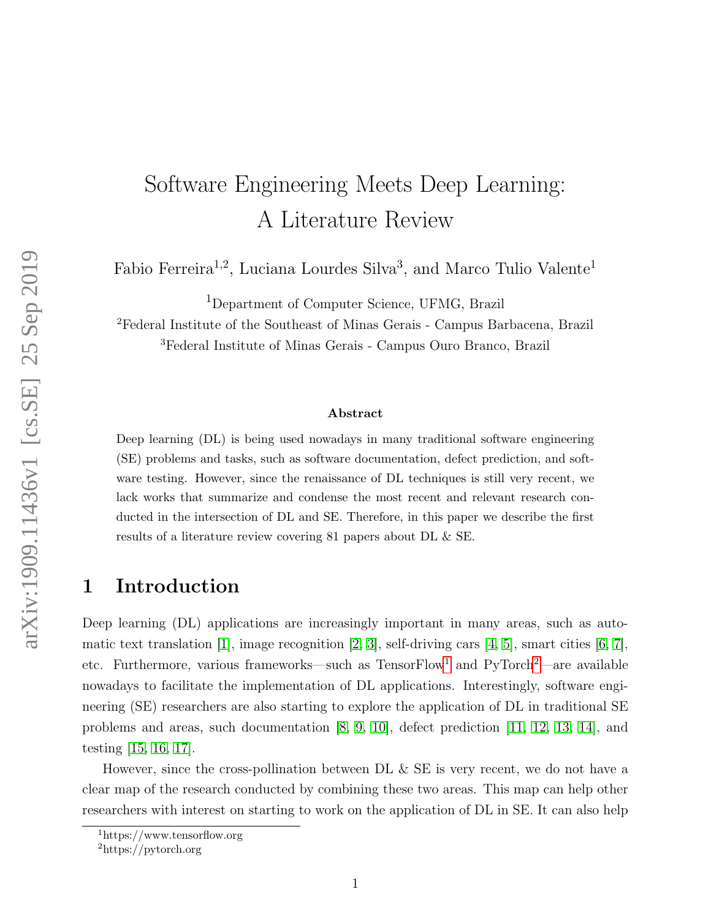# Software Engineering Meets Deep Learning: A Literature Review

Fabio Ferreira[1,2], Luciana Lourdes Silva[3], and Marco Tulio Valente[1]

[1]Department of Computer Science, UFMG, Brazil

[2]Federal Institute of the Southeast of Minas Gerais - Campus Barbacena, Brazil

[3]Federal Institute of Minas Gerais - Campus Ouro Branco, Brazil

**Abstract**

Deep learning (DL) is being used nowadays in many traditional software engineering (SE) problems and tasks, such as software documentation, defect prediction, and software testing. However, since the renaissance of DL techniques is still very recent, we lack works that summarize and condense the most recent and relevant research conducted in the intersection of DL and SE. Therefore, in this paper we describe the first results of a literature review covering 81 papers about DL & SE.

## 1 Introduction

Deep learning (DL) applications are increasingly important in many areas, such as automatic text translation [1], image recognition [2, 3], self-driving cars [4, 5], smart cities [6, 7], etc. Furthermore, various frameworks—such as TensorFlow[1] and PyTorch[2]—are available nowadays to facilitate the implementation of DL applications. Interestingly, software engineering (SE) researchers are also starting to explore the application of DL in traditional SE problems and areas, such documentation [8, 9, 10], defect prediction [11, 12, 13, 14], and testing [15, 16, 17].

However, since the cross-pollination between DL & SE is very recent, we do not have a clear map of the research conducted by combining these two areas. This map can help other researchers with interest on starting to work on the application of DL in SE. It can also help

[1]https://www.tensorflow.org

[2]https://pytorch.org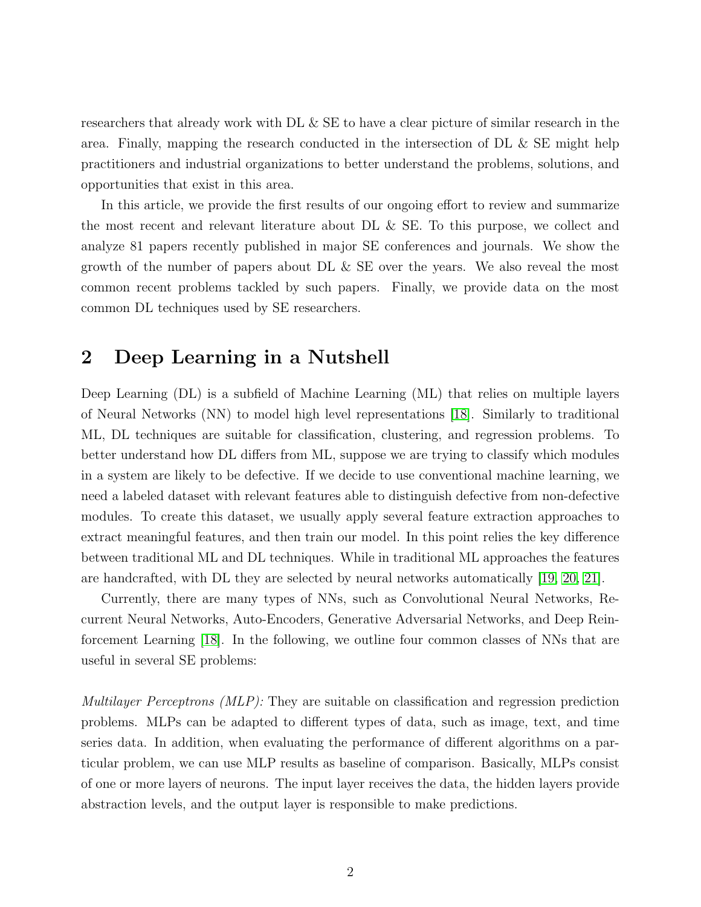researchers that already work with DL & SE to have a clear picture of similar research in the area. Finally, mapping the research conducted in the intersection of DL & SE might help practitioners and industrial organizations to better understand the problems, solutions, and opportunities that exist in this area.

In this article, we provide the first results of our ongoing effort to review and summarize the most recent and relevant literature about DL & SE. To this purpose, we collect and analyze 81 papers recently published in major SE conferences and journals. We show the growth of the number of papers about DL & SE over the years. We also reveal the most common recent problems tackled by such papers. Finally, we provide data on the most common DL techniques used by SE researchers.

## 2 Deep Learning in a Nutshell

Deep Learning (DL) is a subfield of Machine Learning (ML) that relies on multiple layers of Neural Networks (NN) to model high level representations [18]. Similarly to traditional ML, DL techniques are suitable for classification, clustering, and regression problems. To better understand how DL differs from ML, suppose we are trying to classify which modules in a system are likely to be defective. If we decide to use conventional machine learning, we need a labeled dataset with relevant features able to distinguish defective from non-defective modules. To create this dataset, we usually apply several feature extraction approaches to extract meaningful features, and then train our model. In this point relies the key difference between traditional ML and DL techniques. While in traditional ML approaches the features are handcrafted, with DL they are selected by neural networks automatically [19, 20, 21].

Currently, there are many types of NNs, such as Convolutional Neural Networks, Recurrent Neural Networks, Auto-Encoders, Generative Adversarial Networks, and Deep Reinforcement Learning [18]. In the following, we outline four common classes of NNs that are useful in several SE problems:

*Multilayer Perceptrons (MLP):* They are suitable on classification and regression prediction problems. MLPs can be adapted to different types of data, such as image, text, and time series data. In addition, when evaluating the performance of different algorithms on a particular problem, we can use MLP results as baseline of comparison. Basically, MLPs consist of one or more layers of neurons. The input layer receives the data, the hidden layers provide abstraction levels, and the output layer is responsible to make predictions.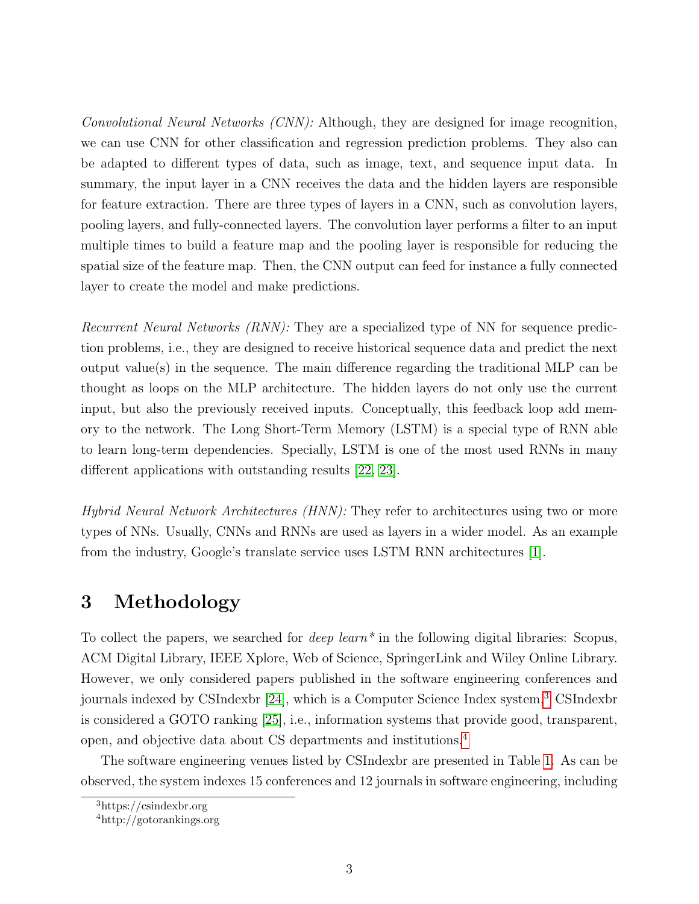*Convolutional Neural Networks (CNN):* Although, they are designed for image recognition, we can use CNN for other classification and regression prediction problems. They also can be adapted to different types of data, such as image, text, and sequence input data. In summary, the input layer in a CNN receives the data and the hidden layers are responsible for feature extraction. There are three types of layers in a CNN, such as convolution layers, pooling layers, and fully-connected layers. The convolution layer performs a filter to an input multiple times to build a feature map and the pooling layer is responsible for reducing the spatial size of the feature map. Then, the CNN output can feed for instance a fully connected layer to create the model and make predictions.

*Recurrent Neural Networks (RNN):* They are a specialized type of NN for sequence prediction problems, i.e., they are designed to receive historical sequence data and predict the next output value(s) in the sequence. The main difference regarding the traditional MLP can be thought as loops on the MLP architecture. The hidden layers do not only use the current input, but also the previously received inputs. Conceptually, this feedback loop add memory to the network. The Long Short-Term Memory (LSTM) is a special type of RNN able to learn long-term dependencies. Specially, LSTM is one of the most used RNNs in many different applications with outstanding results [22, 23].

*Hybrid Neural Network Architectures (HNN):* They refer to architectures using two or more types of NNs. Usually, CNNs and RNNs are used as layers in a wider model. As an example from the industry, Google's translate service uses LSTM RNN architectures [1].

# 3 Methodology

To collect the papers, we searched for *deep learn\** in the following digital libraries: Scopus, ACM Digital Library, IEEE Xplore, Web of Science, SpringerLink and Wiley Online Library. However, we only considered papers published in the software engineering conferences and journals indexed by CSIndexbr [24], which is a Computer Science Index system.[3] CSIndexbr is considered a GOTO ranking [25], i.e., information systems that provide good, transparent, open, and objective data about CS departments and institutions.[4]

The software engineering venues listed by CSIndexbr are presented in Table 1. As can be observed, the system indexes 15 conferences and 12 journals in software engineering, including

[3] https://csindexbr.org

[4] http://gotorankings.org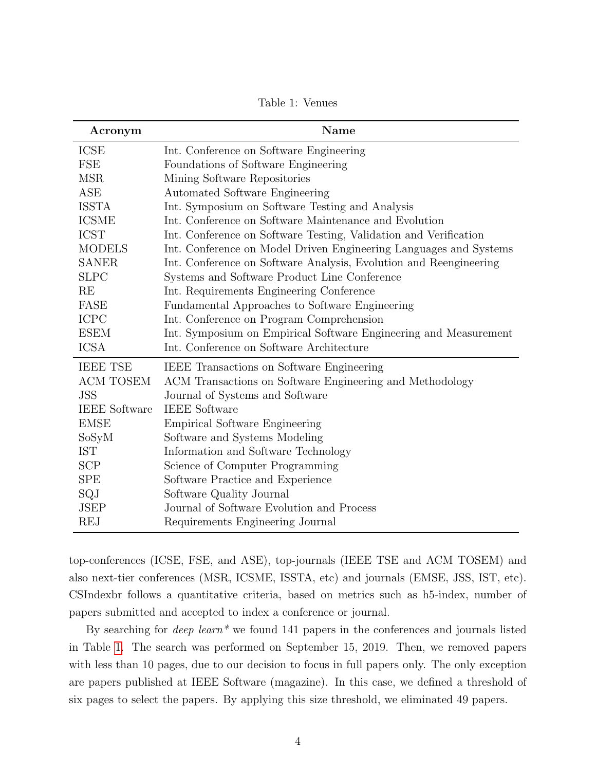Table 1: Venues

| Acronym | Name |
|---|---|
| ICSE | Int. Conference on Software Engineering |
| FSE | Foundations of Software Engineering |
| MSR | Mining Software Repositories |
| ASE | Automated Software Engineering |
| ISSTA | Int. Symposium on Software Testing and Analysis |
| ICSME | Int. Conference on Software Maintenance and Evolution |
| ICST | Int. Conference on Software Testing, Validation and Verification |
| MODELS | Int. Conference on Model Driven Engineering Languages and Systems |
| SANER | Int. Conference on Software Analysis, Evolution and Reengineering |
| SLPC | Systems and Software Product Line Conference |
| RE | Int. Requirements Engineering Conference |
| FASE | Fundamental Approaches to Software Engineering |
| ICPC | Int. Conference on Program Comprehension |
| ESEM | Int. Symposium on Empirical Software Engineering and Measurement |
| ICSA | Int. Conference on Software Architecture |
| IEEE TSE | IEEE Transactions on Software Engineering |
| ACM TOSEM | ACM Transactions on Software Engineering and Methodology |
| JSS | Journal of Systems and Software |
| IEEE Software | IEEE Software |
| EMSE | Empirical Software Engineering |
| SoSyM | Software and Systems Modeling |
| IST | Information and Software Technology |
| SCP | Science of Computer Programming |
| SPE | Software Practice and Experience |
| SQJ | Software Quality Journal |
| JSEP | Journal of Software Evolution and Process |
| REJ | Requirements Engineering Journal |

top-conferences (ICSE, FSE, and ASE), top-journals (IEEE TSE and ACM TOSEM) and also next-tier conferences (MSR, ICSME, ISSTA, etc) and journals (EMSE, JSS, IST, etc). CSIndexbr follows a quantitative criteria, based on metrics such as h5-index, number of papers submitted and accepted to index a conference or journal.

By searching for *deep learn** we found 141 papers in the conferences and journals listed in Table 1. The search was performed on September 15, 2019. Then, we removed papers with less than 10 pages, due to our decision to focus in full papers only. The only exception are papers published at IEEE Software (magazine). In this case, we defined a threshold of six pages to select the papers. By applying this size threshold, we eliminated 49 papers.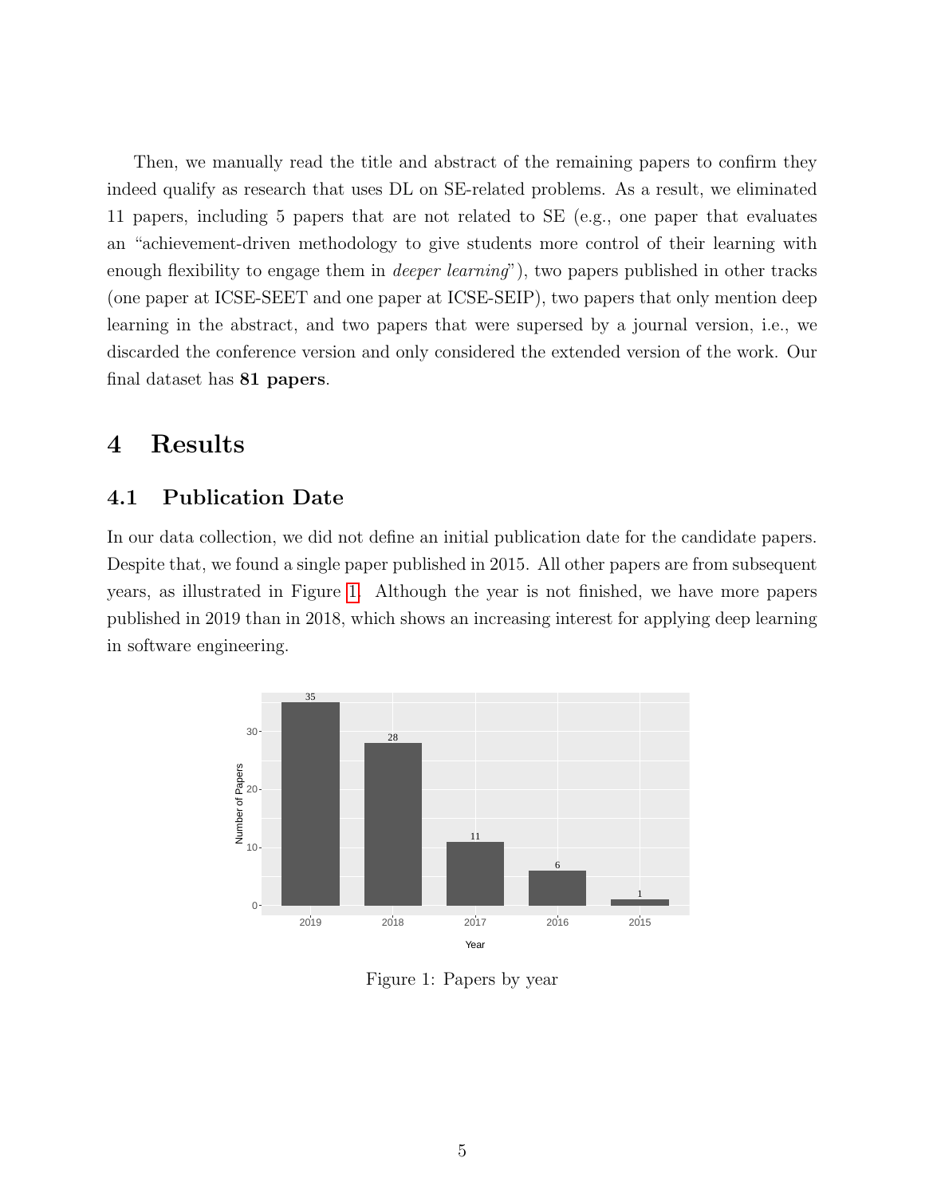Then, we manually read the title and abstract of the remaining papers to confirm they indeed qualify as research that uses DL on SE-related problems. As a result, we eliminated 11 papers, including 5 papers that are not related to SE (e.g., one paper that evaluates an "achievement-driven methodology to give students more control of their learning with enough flexibility to engage them in *deeper learning*"), two papers published in other tracks (one paper at ICSE-SEET and one paper at ICSE-SEIP), two papers that only mention deep learning in the abstract, and two papers that were supersed by a journal version, i.e., we discarded the conference version and only considered the extended version of the work. Our final dataset has **81 papers**.

# 4 Results

## 4.1 Publication Date

In our data collection, we did not define an initial publication date for the candidate papers. Despite that, we found a single paper published in 2015. All other papers are from subsequent years, as illustrated in Figure 1. Although the year is not finished, we have more papers published in 2019 than in 2018, which shows an increasing interest for applying deep learning in software engineering.

| Year | Number of Papers |
|---|---|
| 2019 | 35 |
| 2018 | 28 |
| 2017 | 11 |
| 2016 | 6 |
| 2015 | 1 |

Figure 1: Papers by year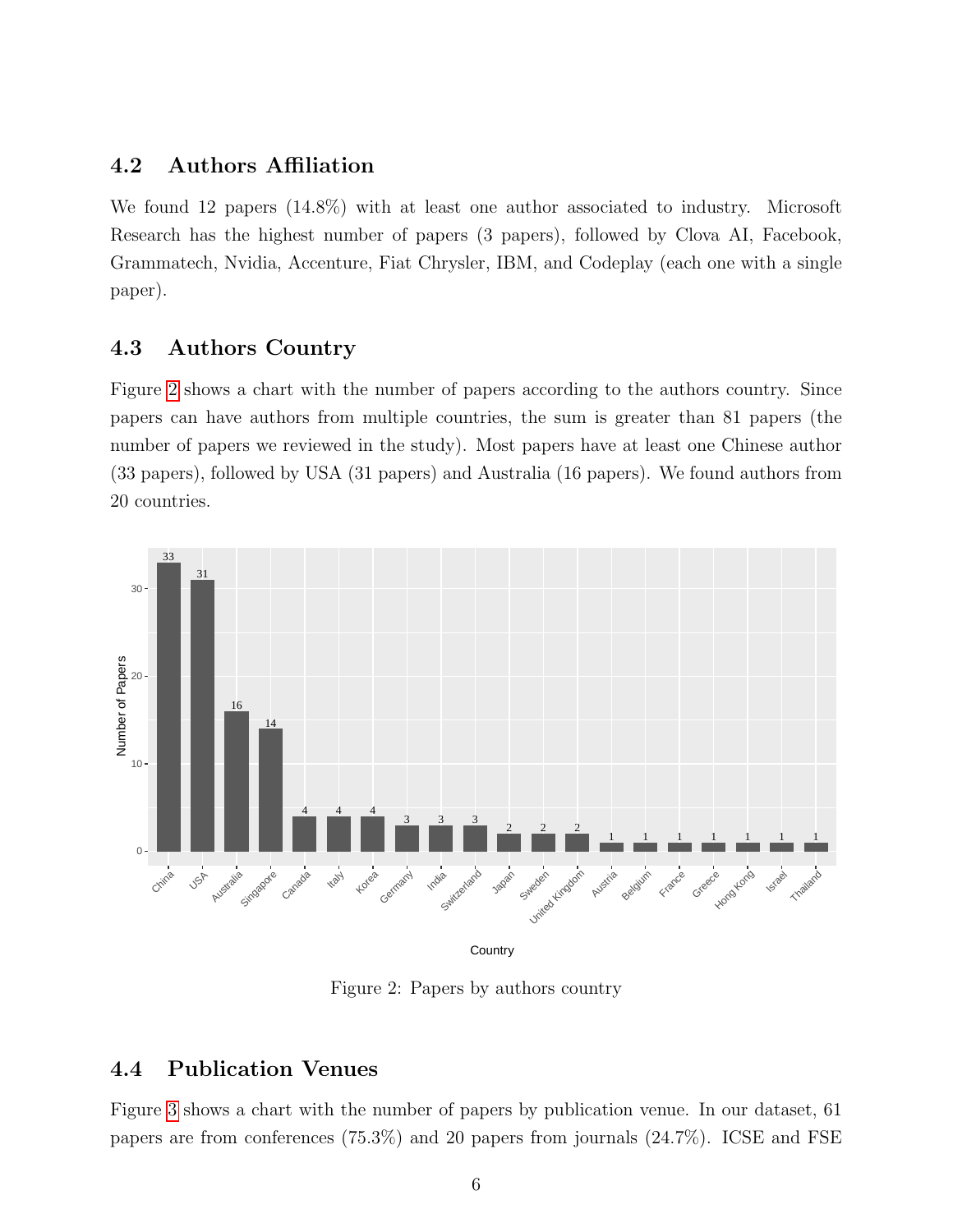### 4.2 Authors Affiliation

We found 12 papers (14.8%) with at least one author associated to industry. Microsoft Research has the highest number of papers (3 papers), followed by Clova AI, Facebook, Grammatech, Nvidia, Accenture, Fiat Chrysler, IBM, and Codeplay (each one with a single paper).

### 4.3 Authors Country

Figure 2 shows a chart with the number of papers according to the authors country. Since papers can have authors from multiple countries, the sum is greater than 81 papers (the number of papers we reviewed in the study). Most papers have at least one Chinese author (33 papers), followed by USA (31 papers) and Australia (16 papers). We found authors from 20 countries.

Figure 2: Papers by authors country

### 4.4 Publication Venues

Figure 3 shows a chart with the number of papers by publication venue. In our dataset, 61 papers are from conferences (75.3%) and 20 papers from journals (24.7%). ICSE and FSE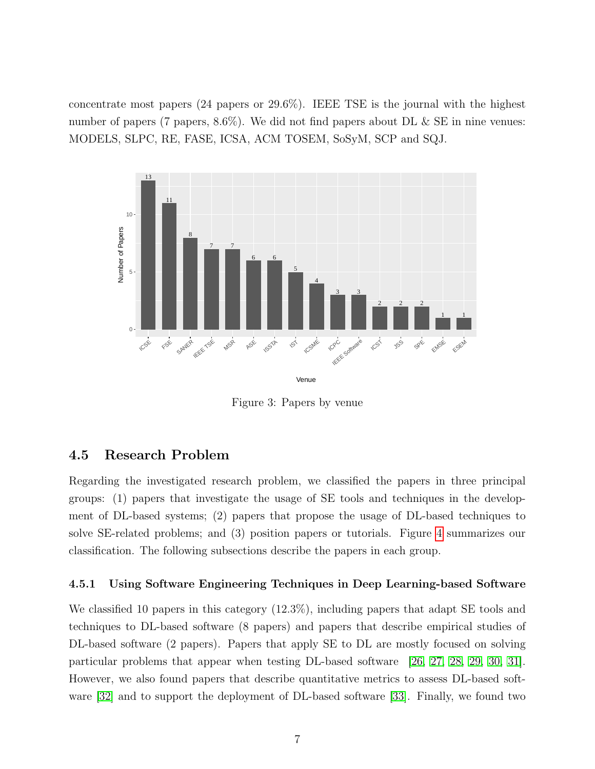concentrate most papers (24 papers or 29.6%). IEEE TSE is the journal with the highest number of papers (7 papers, 8.6%). We did not find papers about DL & SE in nine venues: MODELS, SLPC, RE, FASE, ICSA, ACM TOSEM, SoSyM, SCP and SQJ.

Figure 3: Papers by venue

## 4.5 Research Problem

Regarding the investigated research problem, we classified the papers in three principal groups: (1) papers that investigate the usage of SE tools and techniques in the development of DL-based systems; (2) papers that propose the usage of DL-based techniques to solve SE-related problems; and (3) position papers or tutorials. Figure 4 summarizes our classification. The following subsections describe the papers in each group.

### 4.5.1 Using Software Engineering Techniques in Deep Learning-based Software

We classified 10 papers in this category (12.3%), including papers that adapt SE tools and techniques to DL-based software (8 papers) and papers that describe empirical studies of DL-based software (2 papers). Papers that apply SE to DL are mostly focused on solving particular problems that appear when testing DL-based software [26, 27, 28, 29, 30, 31]. However, we also found papers that describe quantitative metrics to assess DL-based software [32] and to support the deployment of DL-based software [33]. Finally, we found two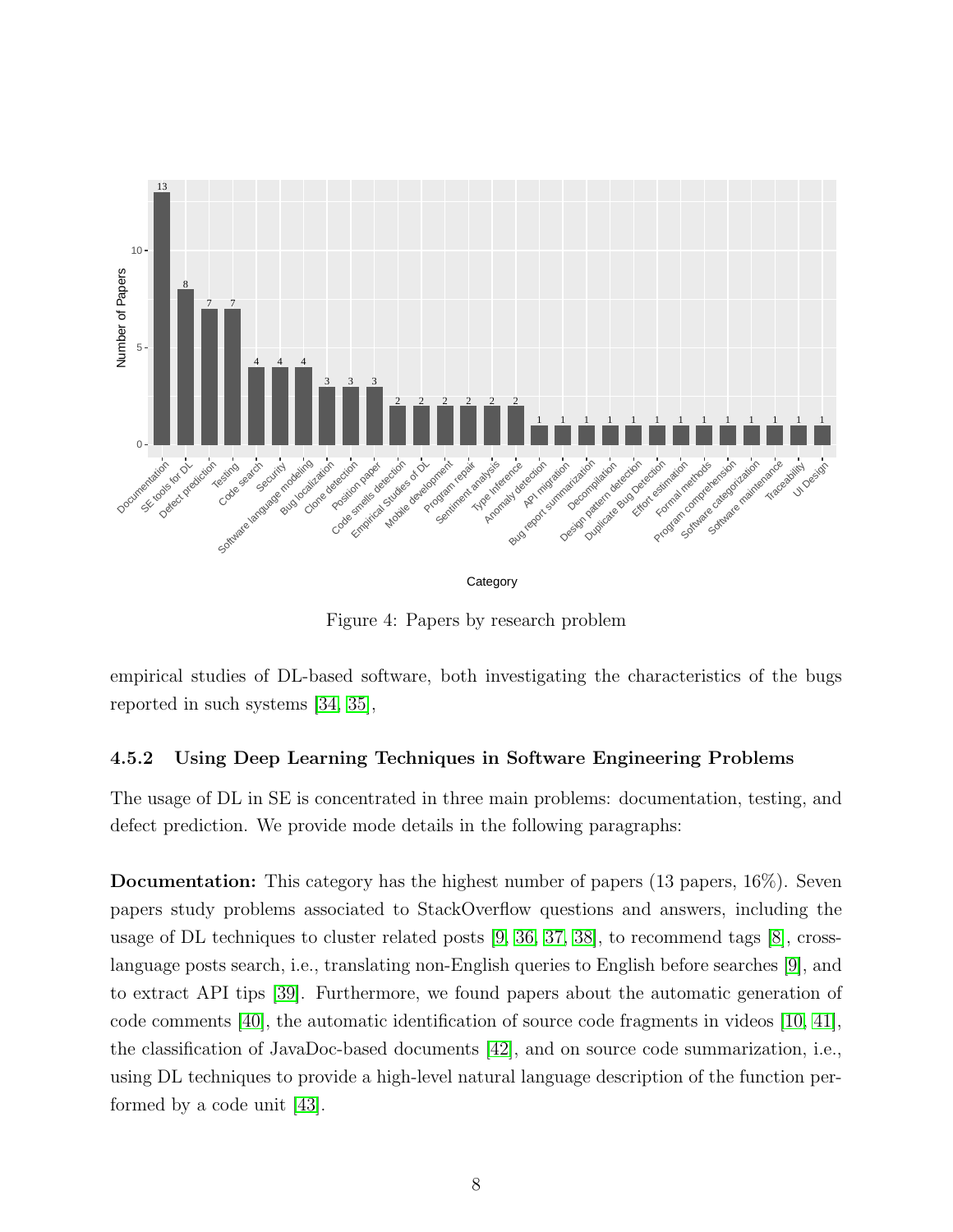Figure 4: Papers by research problem

empirical studies of DL-based software, both investigating the characteristics of the bugs reported in such systems [34, 35],

#### 4.5.2 Using Deep Learning Techniques in Software Engineering Problems

The usage of DL in SE is concentrated in three main problems: documentation, testing, and defect prediction. We provide mode details in the following paragraphs:

**Documentation:** This category has the highest number of papers (13 papers, 16%). Seven papers study problems associated to StackOverflow questions and answers, including the usage of DL techniques to cluster related posts [9, 36, 37, 38], to recommend tags [8], cross-language posts search, i.e., translating non-English queries to English before searches [9], and to extract API tips [39]. Furthermore, we found papers about the automatic generation of code comments [40], the automatic identification of source code fragments in videos [10, 41], the classification of JavaDoc-based documents [42], and on source code summarization, i.e., using DL techniques to provide a high-level natural language description of the function performed by a code unit [43].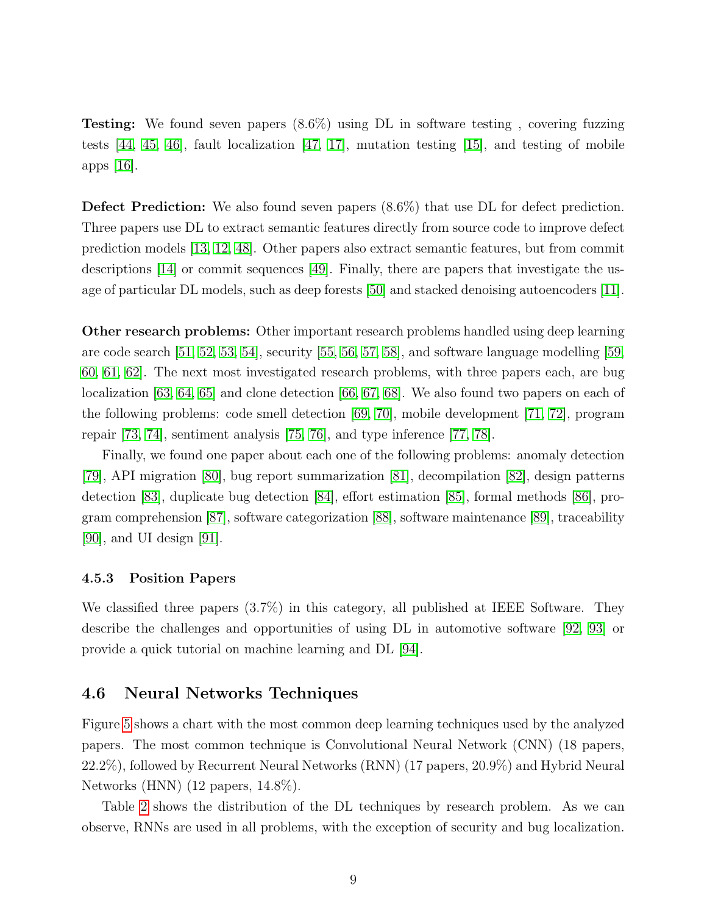**Testing:** We found seven papers (8.6%) using DL in software testing , covering fuzzing tests [44, 45, 46], fault localization [47, 17], mutation testing [15], and testing of mobile apps [16].

**Defect Prediction:** We also found seven papers (8.6%) that use DL for defect prediction. Three papers use DL to extract semantic features directly from source code to improve defect prediction models [13, 12, 48]. Other papers also extract semantic features, but from commit descriptions [14] or commit sequences [49]. Finally, there are papers that investigate the usage of particular DL models, such as deep forests [50] and stacked denoising autoencoders [11].

**Other research problems:** Other important research problems handled using deep learning are code search [51, 52, 53, 54], security [55, 56, 57, 58], and software language modelling [59, 60, 61, 62]. The next most investigated research problems, with three papers each, are bug localization [63, 64, 65] and clone detection [66, 67, 68]. We also found two papers on each of the following problems: code smell detection [69, 70], mobile development [71, 72], program repair [73, 74], sentiment analysis [75, 76], and type inference [77, 78].

Finally, we found one paper about each one of the following problems: anomaly detection [79], API migration [80], bug report summarization [81], decompilation [82], design patterns detection [83], duplicate bug detection [84], effort estimation [85], formal methods [86], program comprehension [87], software categorization [88], software maintenance [89], traceability [90], and UI design [91].

### 4.5.3 Position Papers

We classified three papers (3.7%) in this category, all published at IEEE Software. They describe the challenges and opportunities of using DL in automotive software [92, 93] or provide a quick tutorial on machine learning and DL [94].

## 4.6 Neural Networks Techniques

Figure 5 shows a chart with the most common deep learning techniques used by the analyzed papers. The most common technique is Convolutional Neural Network (CNN) (18 papers, 22.2%), followed by Recurrent Neural Networks (RNN) (17 papers, 20.9%) and Hybrid Neural Networks (HNN) (12 papers, 14.8%).

Table 2 shows the distribution of the DL techniques by research problem. As we can observe, RNNs are used in all problems, with the exception of security and bug localization.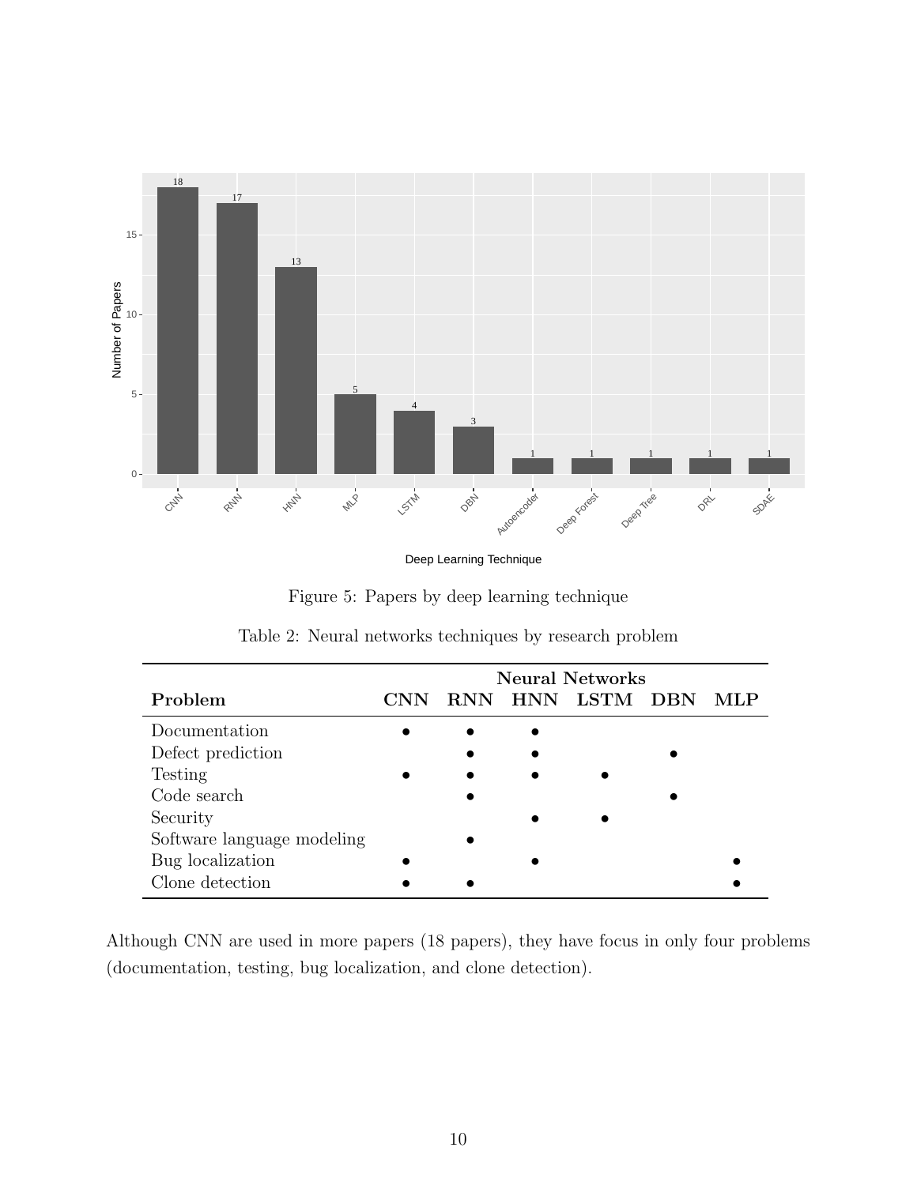Figure 5: Papers by deep learning technique

Table 2: Neural networks techniques by research problem

| Problem | Neural Networks | | | | | |
|---|---|---|---|---|---|---|
| | CNN | RNN | HNN | LSTM | DBN | MLP |
| Documentation | • | • | • | | | |
| Defect prediction | | • | • | | • | |
| Testing | • | • | • | • | | |
| Code search | | • | | | • | |
| Security | | | • | • | | |
| Software language modeling | | • | | | | |
| Bug localization | • | | • | | | • |
| Clone detection | • | • | | | | • |

Although CNN are used in more papers (18 papers), they have focus in only four problems (documentation, testing, bug localization, and clone detection).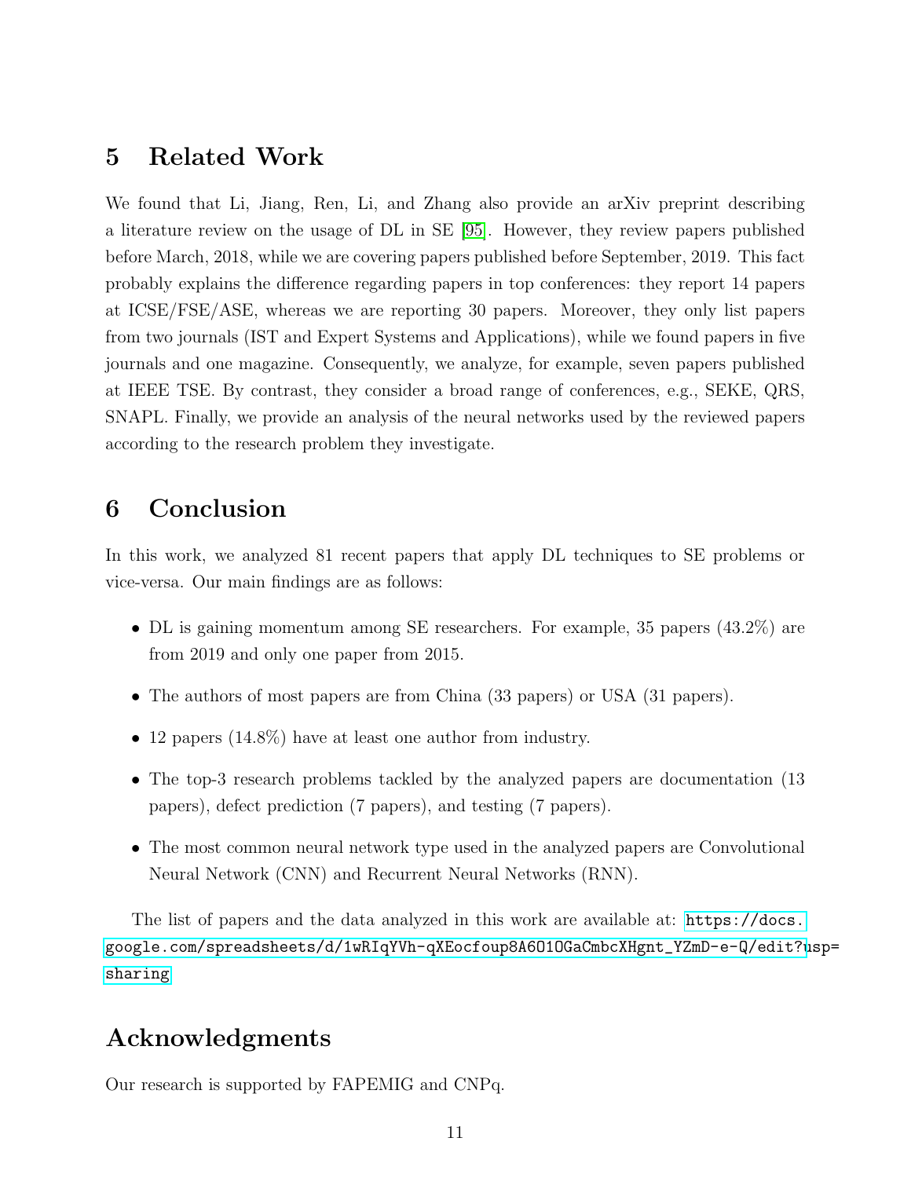# 5 Related Work

We found that Li, Jiang, Ren, Li, and Zhang also provide an arXiv preprint describing a literature review on the usage of DL in SE [95]. However, they review papers published before March, 2018, while we are covering papers published before September, 2019. This fact probably explains the difference regarding papers in top conferences: they report 14 papers at ICSE/FSE/ASE, whereas we are reporting 30 papers. Moreover, they only list papers from two journals (IST and Expert Systems and Applications), while we found papers in five journals and one magazine. Consequently, we analyze, for example, seven papers published at IEEE TSE. By contrast, they consider a broad range of conferences, e.g., SEKE, QRS, SNAPL. Finally, we provide an analysis of the neural networks used by the reviewed papers according to the research problem they investigate.

# 6 Conclusion

In this work, we analyzed 81 recent papers that apply DL techniques to SE problems or vice-versa. Our main findings are as follows:

- DL is gaining momentum among SE researchers. For example, 35 papers (43.2%) are from 2019 and only one paper from 2015.
- The authors of most papers are from China (33 papers) or USA (31 papers).
- 12 papers (14.8%) have at least one author from industry.
- The top-3 research problems tackled by the analyzed papers are documentation (13 papers), defect prediction (7 papers), and testing (7 papers).
- The most common neural network type used in the analyzed papers are Convolutional Neural Network (CNN) and Recurrent Neural Networks (RNN).

The list of papers and the data analyzed in this work are available at: `https://docs.google.com/spreadsheets/d/1wRIqYVh-qXEocfoup8A6O1OGaCmbcXHgnt_YZmD-e-Q/edit?usp=sharing`

# Acknowledgments

Our research is supported by FAPEMIG and CNPq.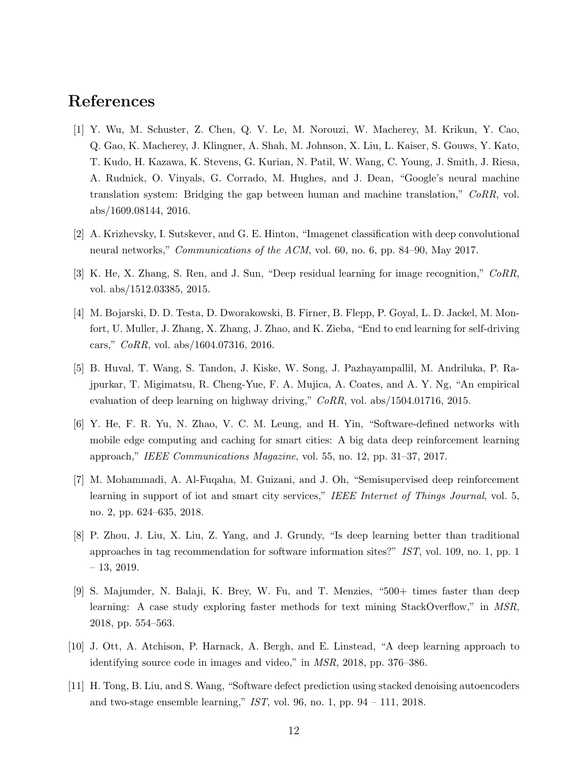# References

[1] Y. Wu, M. Schuster, Z. Chen, Q. V. Le, M. Norouzi, W. Macherey, M. Krikun, Y. Cao, Q. Gao, K. Macherey, J. Klingner, A. Shah, M. Johnson, X. Liu, L. Kaiser, S. Gouws, Y. Kato, T. Kudo, H. Kazawa, K. Stevens, G. Kurian, N. Patil, W. Wang, C. Young, J. Smith, J. Riesa, A. Rudnick, O. Vinyals, G. Corrado, M. Hughes, and J. Dean, "Google's neural machine translation system: Bridging the gap between human and machine translation," *CoRR*, vol. abs/1609.08144, 2016.

[2] A. Krizhevsky, I. Sutskever, and G. E. Hinton, "Imagenet classification with deep convolutional neural networks," *Communications of the ACM*, vol. 60, no. 6, pp. 84–90, May 2017.

[3] K. He, X. Zhang, S. Ren, and J. Sun, "Deep residual learning for image recognition," *CoRR*, vol. abs/1512.03385, 2015.

[4] M. Bojarski, D. D. Testa, D. Dworakowski, B. Firner, B. Flepp, P. Goyal, L. D. Jackel, M. Monfort, U. Muller, J. Zhang, X. Zhang, J. Zhao, and K. Zieba, "End to end learning for self-driving cars," *CoRR*, vol. abs/1604.07316, 2016.

[5] B. Huval, T. Wang, S. Tandon, J. Kiske, W. Song, J. Pazhayampallil, M. Andriluka, P. Rajpurkar, T. Migimatsu, R. Cheng-Yue, F. A. Mujica, A. Coates, and A. Y. Ng, "An empirical evaluation of deep learning on highway driving," *CoRR*, vol. abs/1504.01716, 2015.

[6] Y. He, F. R. Yu, N. Zhao, V. C. M. Leung, and H. Yin, "Software-defined networks with mobile edge computing and caching for smart cities: A big data deep reinforcement learning approach," *IEEE Communications Magazine*, vol. 55, no. 12, pp. 31–37, 2017.

[7] M. Mohammadi, A. Al-Fuqaha, M. Guizani, and J. Oh, "Semisupervised deep reinforcement learning in support of iot and smart city services," *IEEE Internet of Things Journal*, vol. 5, no. 2, pp. 624–635, 2018.

[8] P. Zhou, J. Liu, X. Liu, Z. Yang, and J. Grundy, "Is deep learning better than traditional approaches in tag recommendation for software information sites?" *IST*, vol. 109, no. 1, pp. 1 – 13, 2019.

[9] S. Majumder, N. Balaji, K. Brey, W. Fu, and T. Menzies, "500+ times faster than deep learning: A case study exploring faster methods for text mining StackOverflow," in *MSR*, 2018, pp. 554–563.

[10] J. Ott, A. Atchison, P. Harnack, A. Bergh, and E. Linstead, "A deep learning approach to identifying source code in images and video," in *MSR*, 2018, pp. 376–386.

[11] H. Tong, B. Liu, and S. Wang, "Software defect prediction using stacked denoising autoencoders and two-stage ensemble learning," *IST*, vol. 96, no. 1, pp. 94 – 111, 2018.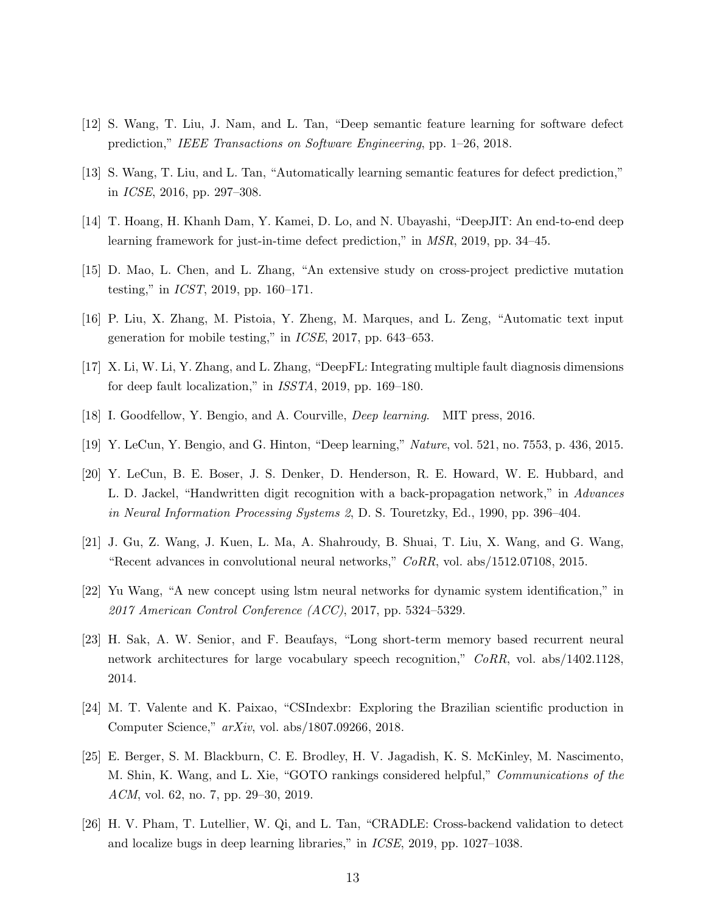[12] S. Wang, T. Liu, J. Nam, and L. Tan, "Deep semantic feature learning for software defect prediction," *IEEE Transactions on Software Engineering*, pp. 1–26, 2018.

[13] S. Wang, T. Liu, and L. Tan, "Automatically learning semantic features for defect prediction," in *ICSE*, 2016, pp. 297–308.

[14] T. Hoang, H. Khanh Dam, Y. Kamei, D. Lo, and N. Ubayashi, "DeepJIT: An end-to-end deep learning framework for just-in-time defect prediction," in *MSR*, 2019, pp. 34–45.

[15] D. Mao, L. Chen, and L. Zhang, "An extensive study on cross-project predictive mutation testing," in *ICST*, 2019, pp. 160–171.

[16] P. Liu, X. Zhang, M. Pistoia, Y. Zheng, M. Marques, and L. Zeng, "Automatic text input generation for mobile testing," in *ICSE*, 2017, pp. 643–653.

[17] X. Li, W. Li, Y. Zhang, and L. Zhang, "DeepFL: Integrating multiple fault diagnosis dimensions for deep fault localization," in *ISSTA*, 2019, pp. 169–180.

[18] I. Goodfellow, Y. Bengio, and A. Courville, *Deep learning*. MIT press, 2016.

[19] Y. LeCun, Y. Bengio, and G. Hinton, "Deep learning," *Nature*, vol. 521, no. 7553, p. 436, 2015.

[20] Y. LeCun, B. E. Boser, J. S. Denker, D. Henderson, R. E. Howard, W. E. Hubbard, and L. D. Jackel, "Handwritten digit recognition with a back-propagation network," in *Advances in Neural Information Processing Systems 2*, D. S. Touretzky, Ed., 1990, pp. 396–404.

[21] J. Gu, Z. Wang, J. Kuen, L. Ma, A. Shahroudy, B. Shuai, T. Liu, X. Wang, and G. Wang, "Recent advances in convolutional neural networks," *CoRR*, vol. abs/1512.07108, 2015.

[22] Yu Wang, "A new concept using lstm neural networks for dynamic system identification," in *2017 American Control Conference (ACC)*, 2017, pp. 5324–5329.

[23] H. Sak, A. W. Senior, and F. Beaufays, "Long short-term memory based recurrent neural network architectures for large vocabulary speech recognition," *CoRR*, vol. abs/1402.1128, 2014.

[24] M. T. Valente and K. Paixao, "CSIndexbr: Exploring the Brazilian scientific production in Computer Science," *arXiv*, vol. abs/1807.09266, 2018.

[25] E. Berger, S. M. Blackburn, C. E. Brodley, H. V. Jagadish, K. S. McKinley, M. Nascimento, M. Shin, K. Wang, and L. Xie, "GOTO rankings considered helpful," *Communications of the ACM*, vol. 62, no. 7, pp. 29–30, 2019.

[26] H. V. Pham, T. Lutellier, W. Qi, and L. Tan, "CRADLE: Cross-backend validation to detect and localize bugs in deep learning libraries," in *ICSE*, 2019, pp. 1027–1038.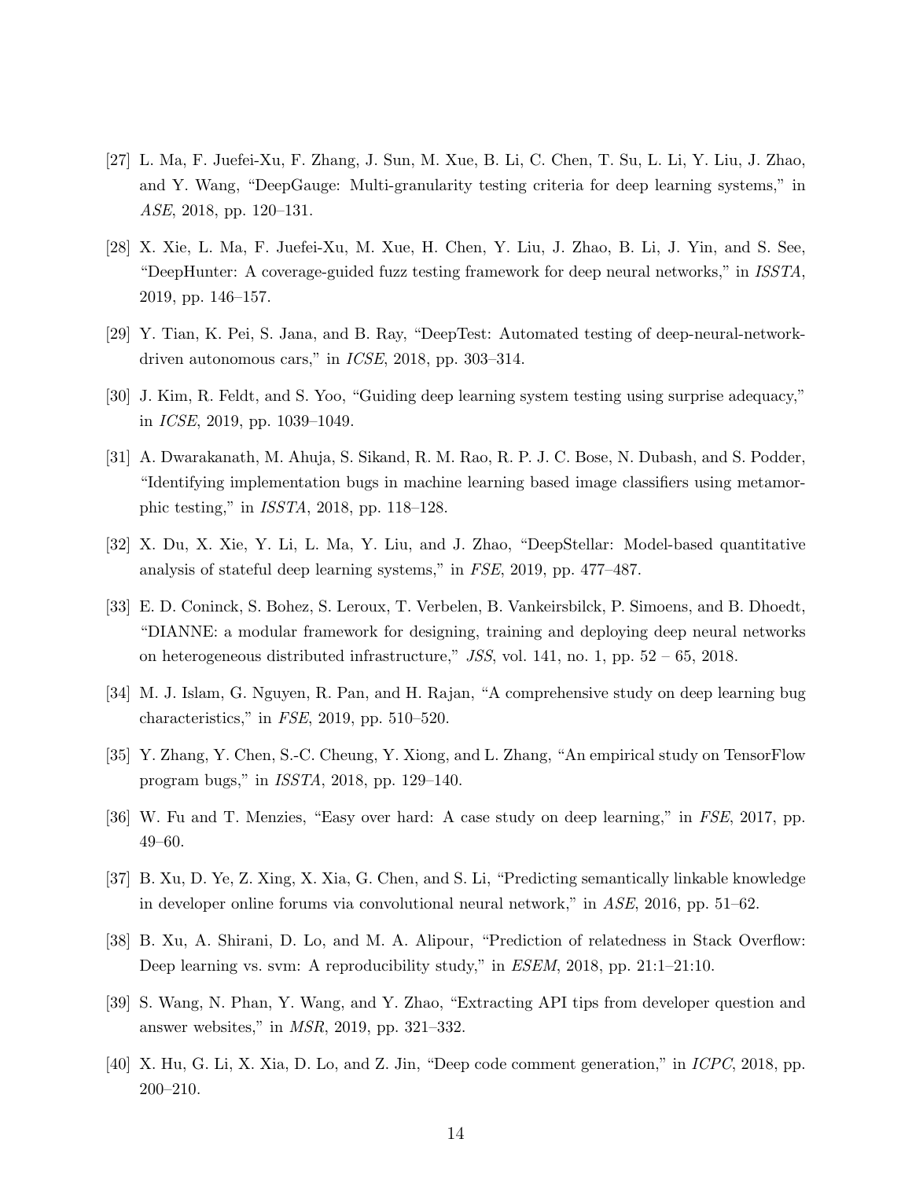[27] L. Ma, F. Juefei-Xu, F. Zhang, J. Sun, M. Xue, B. Li, C. Chen, T. Su, L. Li, Y. Liu, J. Zhao, and Y. Wang, "DeepGauge: Multi-granularity testing criteria for deep learning systems," in *ASE*, 2018, pp. 120–131.

[28] X. Xie, L. Ma, F. Juefei-Xu, M. Xue, H. Chen, Y. Liu, J. Zhao, B. Li, J. Yin, and S. See, "DeepHunter: A coverage-guided fuzz testing framework for deep neural networks," in *ISSTA*, 2019, pp. 146–157.

[29] Y. Tian, K. Pei, S. Jana, and B. Ray, "DeepTest: Automated testing of deep-neural-network-driven autonomous cars," in *ICSE*, 2018, pp. 303–314.

[30] J. Kim, R. Feldt, and S. Yoo, "Guiding deep learning system testing using surprise adequacy," in *ICSE*, 2019, pp. 1039–1049.

[31] A. Dwarakanath, M. Ahuja, S. Sikand, R. M. Rao, R. P. J. C. Bose, N. Dubash, and S. Podder, "Identifying implementation bugs in machine learning based image classifiers using metamorphic testing," in *ISSTA*, 2018, pp. 118–128.

[32] X. Du, X. Xie, Y. Li, L. Ma, Y. Liu, and J. Zhao, "DeepStellar: Model-based quantitative analysis of stateful deep learning systems," in *FSE*, 2019, pp. 477–487.

[33] E. D. Coninck, S. Bohez, S. Leroux, T. Verbelen, B. Vankeirsbilck, P. Simoens, and B. Dhoedt, "DIANNE: a modular framework for designing, training and deploying deep neural networks on heterogeneous distributed infrastructure," *JSS*, vol. 141, no. 1, pp. 52 – 65, 2018.

[34] M. J. Islam, G. Nguyen, R. Pan, and H. Rajan, "A comprehensive study on deep learning bug characteristics," in *FSE*, 2019, pp. 510–520.

[35] Y. Zhang, Y. Chen, S.-C. Cheung, Y. Xiong, and L. Zhang, "An empirical study on TensorFlow program bugs," in *ISSTA*, 2018, pp. 129–140.

[36] W. Fu and T. Menzies, "Easy over hard: A case study on deep learning," in *FSE*, 2017, pp. 49–60.

[37] B. Xu, D. Ye, Z. Xing, X. Xia, G. Chen, and S. Li, "Predicting semantically linkable knowledge in developer online forums via convolutional neural network," in *ASE*, 2016, pp. 51–62.

[38] B. Xu, A. Shirani, D. Lo, and M. A. Alipour, "Prediction of relatedness in Stack Overflow: Deep learning vs. svm: A reproducibility study," in *ESEM*, 2018, pp. 21:1–21:10.

[39] S. Wang, N. Phan, Y. Wang, and Y. Zhao, "Extracting API tips from developer question and answer websites," in *MSR*, 2019, pp. 321–332.

[40] X. Hu, G. Li, X. Xia, D. Lo, and Z. Jin, "Deep code comment generation," in *ICPC*, 2018, pp. 200–210.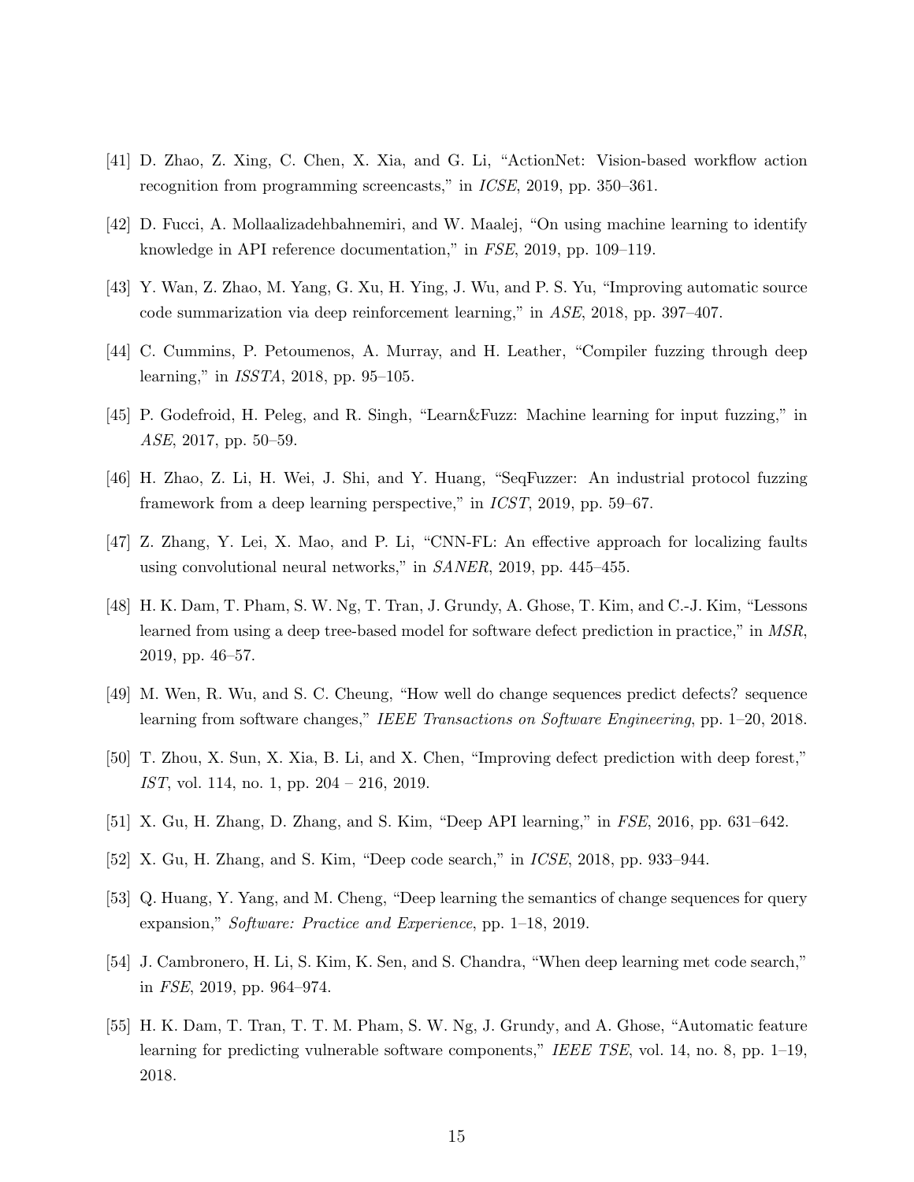[41] D. Zhao, Z. Xing, C. Chen, X. Xia, and G. Li, "ActionNet: Vision-based workflow action recognition from programming screencasts," in *ICSE*, 2019, pp. 350–361.

[42] D. Fucci, A. Mollaalizadehbahnemiri, and W. Maalej, "On using machine learning to identify knowledge in API reference documentation," in *FSE*, 2019, pp. 109–119.

[43] Y. Wan, Z. Zhao, M. Yang, G. Xu, H. Ying, J. Wu, and P. S. Yu, "Improving automatic source code summarization via deep reinforcement learning," in *ASE*, 2018, pp. 397–407.

[44] C. Cummins, P. Petoumenos, A. Murray, and H. Leather, "Compiler fuzzing through deep learning," in *ISSTA*, 2018, pp. 95–105.

[45] P. Godefroid, H. Peleg, and R. Singh, "Learn&Fuzz: Machine learning for input fuzzing," in *ASE*, 2017, pp. 50–59.

[46] H. Zhao, Z. Li, H. Wei, J. Shi, and Y. Huang, "SeqFuzzer: An industrial protocol fuzzing framework from a deep learning perspective," in *ICST*, 2019, pp. 59–67.

[47] Z. Zhang, Y. Lei, X. Mao, and P. Li, "CNN-FL: An effective approach for localizing faults using convolutional neural networks," in *SANER*, 2019, pp. 445–455.

[48] H. K. Dam, T. Pham, S. W. Ng, T. Tran, J. Grundy, A. Ghose, T. Kim, and C.-J. Kim, "Lessons learned from using a deep tree-based model for software defect prediction in practice," in *MSR*, 2019, pp. 46–57.

[49] M. Wen, R. Wu, and S. C. Cheung, "How well do change sequences predict defects? sequence learning from software changes," *IEEE Transactions on Software Engineering*, pp. 1–20, 2018.

[50] T. Zhou, X. Sun, X. Xia, B. Li, and X. Chen, "Improving defect prediction with deep forest," *IST*, vol. 114, no. 1, pp. 204 – 216, 2019.

[51] X. Gu, H. Zhang, D. Zhang, and S. Kim, "Deep API learning," in *FSE*, 2016, pp. 631–642.

[52] X. Gu, H. Zhang, and S. Kim, "Deep code search," in *ICSE*, 2018, pp. 933–944.

[53] Q. Huang, Y. Yang, and M. Cheng, "Deep learning the semantics of change sequences for query expansion," *Software: Practice and Experience*, pp. 1–18, 2019.

[54] J. Cambronero, H. Li, S. Kim, K. Sen, and S. Chandra, "When deep learning met code search," in *FSE*, 2019, pp. 964–974.

[55] H. K. Dam, T. Tran, T. T. M. Pham, S. W. Ng, J. Grundy, and A. Ghose, "Automatic feature learning for predicting vulnerable software components," *IEEE TSE*, vol. 14, no. 8, pp. 1–19, 2018.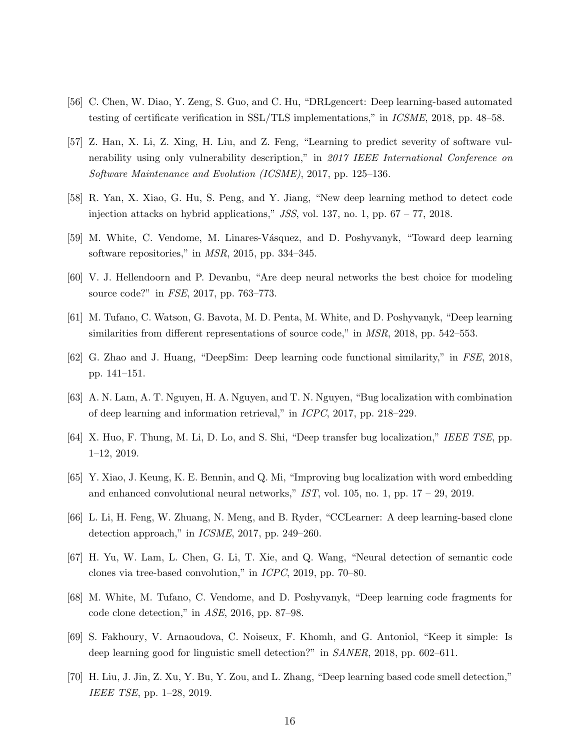[56] C. Chen, W. Diao, Y. Zeng, S. Guo, and C. Hu, "DRLgencert: Deep learning-based automated testing of certificate verification in SSL/TLS implementations," in *ICSME*, 2018, pp. 48–58.

[57] Z. Han, X. Li, Z. Xing, H. Liu, and Z. Feng, "Learning to predict severity of software vulnerability using only vulnerability description," in *2017 IEEE International Conference on Software Maintenance and Evolution (ICSME)*, 2017, pp. 125–136.

[58] R. Yan, X. Xiao, G. Hu, S. Peng, and Y. Jiang, "New deep learning method to detect code injection attacks on hybrid applications," *JSS*, vol. 137, no. 1, pp. 67 – 77, 2018.

[59] M. White, C. Vendome, M. Linares-Vásquez, and D. Poshyvanyk, "Toward deep learning software repositories," in *MSR*, 2015, pp. 334–345.

[60] V. J. Hellendoorn and P. Devanbu, "Are deep neural networks the best choice for modeling source code?" in *FSE*, 2017, pp. 763–773.

[61] M. Tufano, C. Watson, G. Bavota, M. D. Penta, M. White, and D. Poshyvanyk, "Deep learning similarities from different representations of source code," in *MSR*, 2018, pp. 542–553.

[62] G. Zhao and J. Huang, "DeepSim: Deep learning code functional similarity," in *FSE*, 2018, pp. 141–151.

[63] A. N. Lam, A. T. Nguyen, H. A. Nguyen, and T. N. Nguyen, "Bug localization with combination of deep learning and information retrieval," in *ICPC*, 2017, pp. 218–229.

[64] X. Huo, F. Thung, M. Li, D. Lo, and S. Shi, "Deep transfer bug localization," *IEEE TSE*, pp. 1–12, 2019.

[65] Y. Xiao, J. Keung, K. E. Bennin, and Q. Mi, "Improving bug localization with word embedding and enhanced convolutional neural networks," *IST*, vol. 105, no. 1, pp. 17 – 29, 2019.

[66] L. Li, H. Feng, W. Zhuang, N. Meng, and B. Ryder, "CCLearner: A deep learning-based clone detection approach," in *ICSME*, 2017, pp. 249–260.

[67] H. Yu, W. Lam, L. Chen, G. Li, T. Xie, and Q. Wang, "Neural detection of semantic code clones via tree-based convolution," in *ICPC*, 2019, pp. 70–80.

[68] M. White, M. Tufano, C. Vendome, and D. Poshyvanyk, "Deep learning code fragments for code clone detection," in *ASE*, 2016, pp. 87–98.

[69] S. Fakhoury, V. Arnaoudova, C. Noiseux, F. Khomh, and G. Antoniol, "Keep it simple: Is deep learning good for linguistic smell detection?" in *SANER*, 2018, pp. 602–611.

[70] H. Liu, J. Jin, Z. Xu, Y. Bu, Y. Zou, and L. Zhang, "Deep learning based code smell detection," *IEEE TSE*, pp. 1–28, 2019.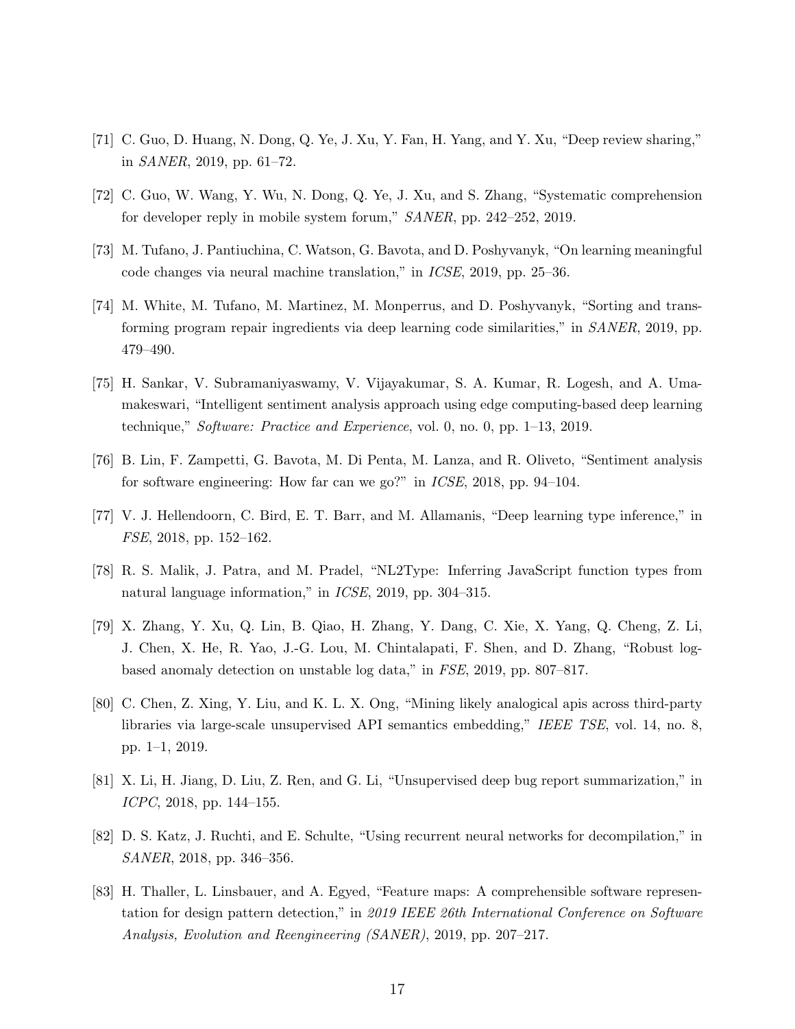[71] C. Guo, D. Huang, N. Dong, Q. Ye, J. Xu, Y. Fan, H. Yang, and Y. Xu, "Deep review sharing," in *SANER*, 2019, pp. 61–72.

[72] C. Guo, W. Wang, Y. Wu, N. Dong, Q. Ye, J. Xu, and S. Zhang, "Systematic comprehension for developer reply in mobile system forum," *SANER*, pp. 242–252, 2019.

[73] M. Tufano, J. Pantiuchina, C. Watson, G. Bavota, and D. Poshyvanyk, "On learning meaningful code changes via neural machine translation," in *ICSE*, 2019, pp. 25–36.

[74] M. White, M. Tufano, M. Martinez, M. Monperrus, and D. Poshyvanyk, "Sorting and transforming program repair ingredients via deep learning code similarities," in *SANER*, 2019, pp. 479–490.

[75] H. Sankar, V. Subramaniyaswamy, V. Vijayakumar, S. A. Kumar, R. Logesh, and A. Umamakeswari, "Intelligent sentiment analysis approach using edge computing-based deep learning technique," *Software: Practice and Experience*, vol. 0, no. 0, pp. 1–13, 2019.

[76] B. Lin, F. Zampetti, G. Bavota, M. Di Penta, M. Lanza, and R. Oliveto, "Sentiment analysis for software engineering: How far can we go?" in *ICSE*, 2018, pp. 94–104.

[77] V. J. Hellendoorn, C. Bird, E. T. Barr, and M. Allamanis, "Deep learning type inference," in *FSE*, 2018, pp. 152–162.

[78] R. S. Malik, J. Patra, and M. Pradel, "NL2Type: Inferring JavaScript function types from natural language information," in *ICSE*, 2019, pp. 304–315.

[79] X. Zhang, Y. Xu, Q. Lin, B. Qiao, H. Zhang, Y. Dang, C. Xie, X. Yang, Q. Cheng, Z. Li, J. Chen, X. He, R. Yao, J.-G. Lou, M. Chintalapati, F. Shen, and D. Zhang, "Robust log-based anomaly detection on unstable log data," in *FSE*, 2019, pp. 807–817.

[80] C. Chen, Z. Xing, Y. Liu, and K. L. X. Ong, "Mining likely analogical apis across third-party libraries via large-scale unsupervised API semantics embedding," *IEEE TSE*, vol. 14, no. 8, pp. 1–1, 2019.

[81] X. Li, H. Jiang, D. Liu, Z. Ren, and G. Li, "Unsupervised deep bug report summarization," in *ICPC*, 2018, pp. 144–155.

[82] D. S. Katz, J. Ruchti, and E. Schulte, "Using recurrent neural networks for decompilation," in *SANER*, 2018, pp. 346–356.

[83] H. Thaller, L. Linsbauer, and A. Egyed, "Feature maps: A comprehensible software representation for design pattern detection," in *2019 IEEE 26th International Conference on Software Analysis, Evolution and Reengineering (SANER)*, 2019, pp. 207–217.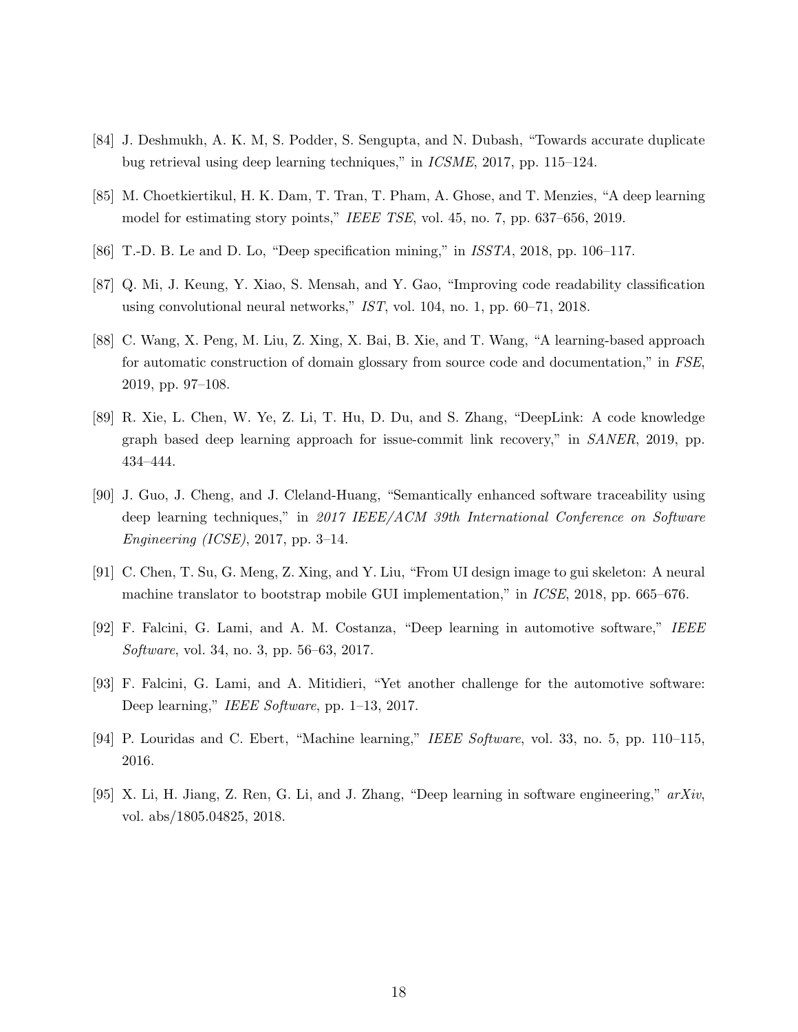[84] J. Deshmukh, A. K. M, S. Podder, S. Sengupta, and N. Dubash, "Towards accurate duplicate bug retrieval using deep learning techniques," in *ICSME*, 2017, pp. 115–124.

[85] M. Choetkiertikul, H. K. Dam, T. Tran, T. Pham, A. Ghose, and T. Menzies, "A deep learning model for estimating story points," *IEEE TSE*, vol. 45, no. 7, pp. 637–656, 2019.

[86] T.-D. B. Le and D. Lo, "Deep specification mining," in *ISSTA*, 2018, pp. 106–117.

[87] Q. Mi, J. Keung, Y. Xiao, S. Mensah, and Y. Gao, "Improving code readability classification using convolutional neural networks," *IST*, vol. 104, no. 1, pp. 60–71, 2018.

[88] C. Wang, X. Peng, M. Liu, Z. Xing, X. Bai, B. Xie, and T. Wang, "A learning-based approach for automatic construction of domain glossary from source code and documentation," in *FSE*, 2019, pp. 97–108.

[89] R. Xie, L. Chen, W. Ye, Z. Li, T. Hu, D. Du, and S. Zhang, "DeepLink: A code knowledge graph based deep learning approach for issue-commit link recovery," in *SANER*, 2019, pp. 434–444.

[90] J. Guo, J. Cheng, and J. Cleland-Huang, "Semantically enhanced software traceability using deep learning techniques," in *2017 IEEE/ACM 39th International Conference on Software Engineering (ICSE)*, 2017, pp. 3–14.

[91] C. Chen, T. Su, G. Meng, Z. Xing, and Y. Liu, "From UI design image to gui skeleton: A neural machine translator to bootstrap mobile GUI implementation," in *ICSE*, 2018, pp. 665–676.

[92] F. Falcini, G. Lami, and A. M. Costanza, "Deep learning in automotive software," *IEEE Software*, vol. 34, no. 3, pp. 56–63, 2017.

[93] F. Falcini, G. Lami, and A. Mitidieri, "Yet another challenge for the automotive software: Deep learning," *IEEE Software*, pp. 1–13, 2017.

[94] P. Louridas and C. Ebert, "Machine learning," *IEEE Software*, vol. 33, no. 5, pp. 110–115, 2016.

[95] X. Li, H. Jiang, Z. Ren, G. Li, and J. Zhang, "Deep learning in software engineering," *arXiv*, vol. abs/1805.04825, 2018.